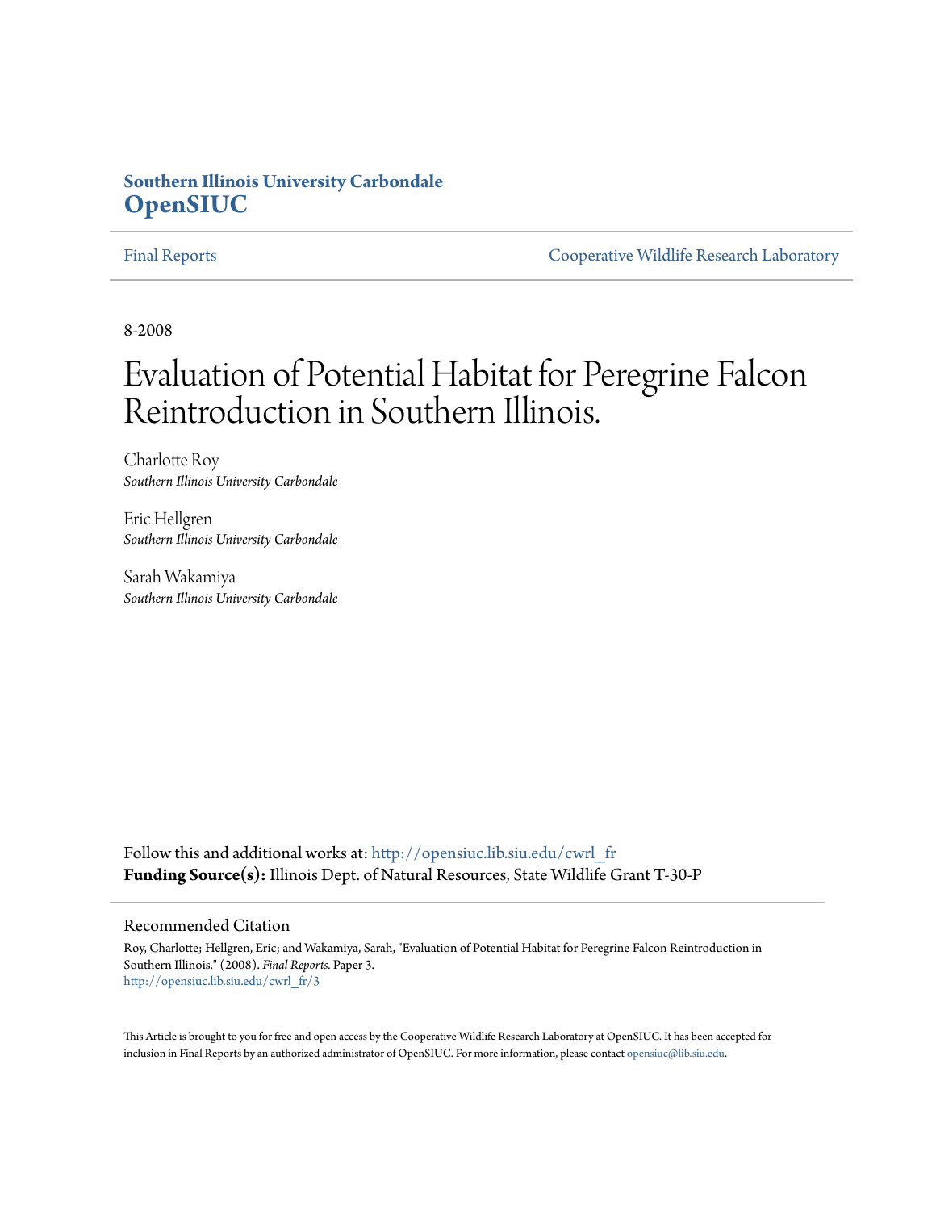**Southern Illinois University Carbondale**
**OpenSIUC**

Final Reports | Cooperative Wildlife Research Laboratory

8-2008

# Evaluation of Potential Habitat for Peregrine Falcon Reintroduction in Southern Illinois.

Charlotte Roy
*Southern Illinois University Carbondale*

Eric Hellgren
*Southern Illinois University Carbondale*

Sarah Wakamiya
*Southern Illinois University Carbondale*

Follow this and additional works at: http://opensiuc.lib.siu.edu/cwrl_fr
**Funding Source(s):** Illinois Dept. of Natural Resources, State Wildlife Grant T-30-P

## Recommended Citation

Roy, Charlotte; Hellgren, Eric; and Wakamiya, Sarah, "Evaluation of Potential Habitat for Peregrine Falcon Reintroduction in Southern Illinois." (2008). *Final Reports.* Paper 3.
http://opensiuc.lib.siu.edu/cwrl_fr/3

This Article is brought to you for free and open access by the Cooperative Wildlife Research Laboratory at OpenSIUC. It has been accepted for inclusion in Final Reports by an authorized administrator of OpenSIUC. For more information, please contact opensiuc@lib.siu.edu.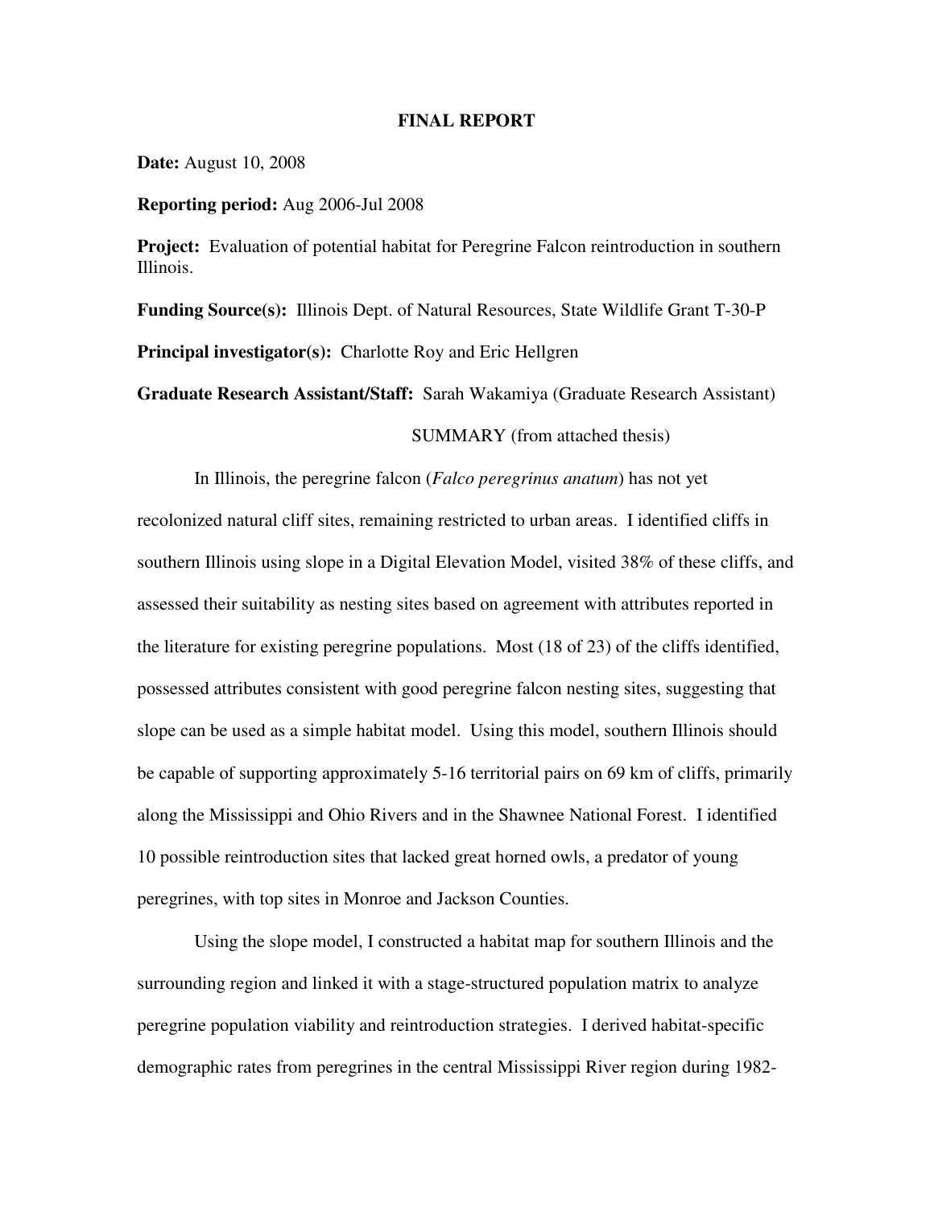**FINAL REPORT**

**Date:** August 10, 2008

**Reporting period:** Aug 2006-Jul 2008

**Project:** Evaluation of potential habitat for Peregrine Falcon reintroduction in southern Illinois.

**Funding Source(s):** Illinois Dept. of Natural Resources, State Wildlife Grant T-30-P

**Principal investigator(s):** Charlotte Roy and Eric Hellgren

**Graduate Research Assistant/Staff:** Sarah Wakamiya (Graduate Research Assistant)

SUMMARY (from attached thesis)

In Illinois, the peregrine falcon (*Falco peregrinus anatum*) has not yet recolonized natural cliff sites, remaining restricted to urban areas. I identified cliffs in southern Illinois using slope in a Digital Elevation Model, visited 38% of these cliffs, and assessed their suitability as nesting sites based on agreement with attributes reported in the literature for existing peregrine populations. Most (18 of 23) of the cliffs identified, possessed attributes consistent with good peregrine falcon nesting sites, suggesting that slope can be used as a simple habitat model. Using this model, southern Illinois should be capable of supporting approximately 5-16 territorial pairs on 69 km of cliffs, primarily along the Mississippi and Ohio Rivers and in the Shawnee National Forest. I identified 10 possible reintroduction sites that lacked great horned owls, a predator of young peregrines, with top sites in Monroe and Jackson Counties.

Using the slope model, I constructed a habitat map for southern Illinois and the surrounding region and linked it with a stage-structured population matrix to analyze peregrine population viability and reintroduction strategies. I derived habitat-specific demographic rates from peregrines in the central Mississippi River region during 1982-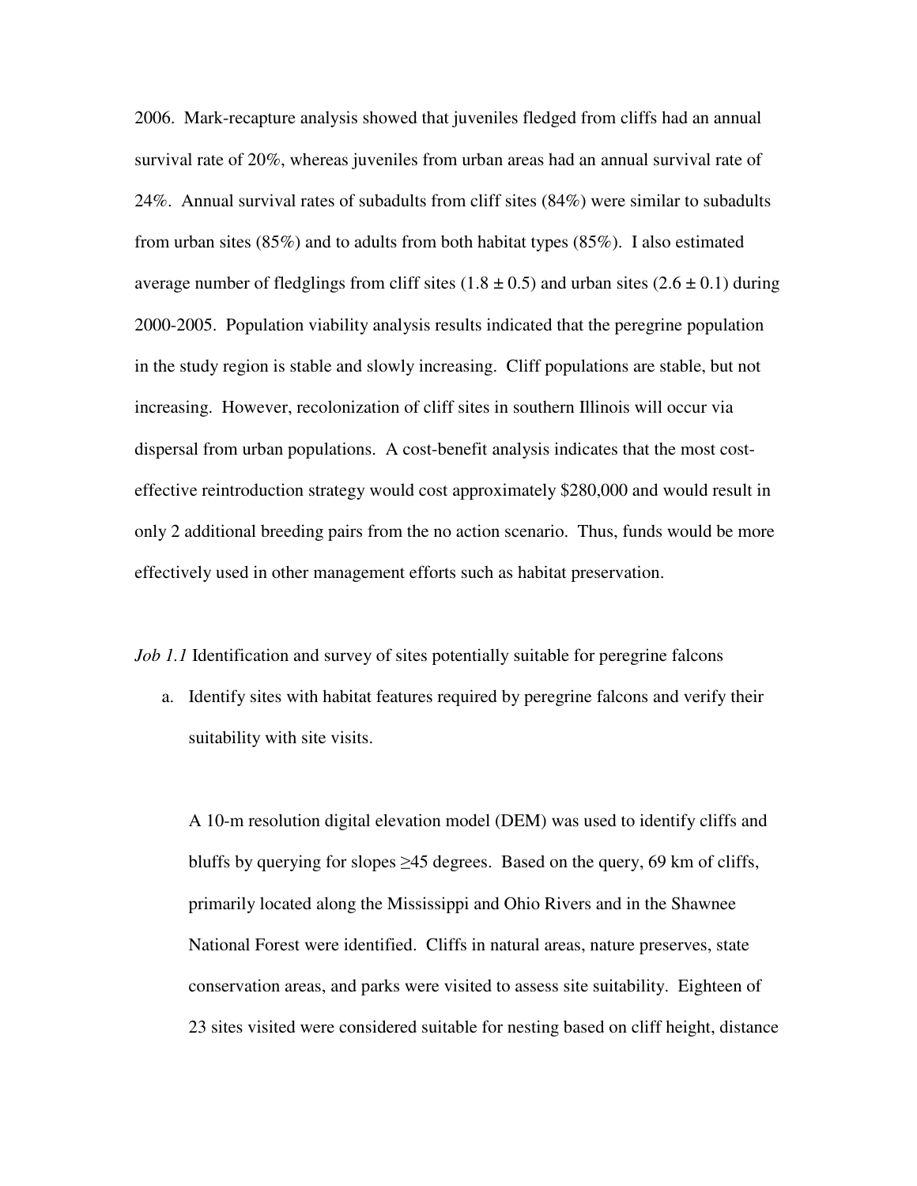2006. Mark-recapture analysis showed that juveniles fledged from cliffs had an annual survival rate of 20%, whereas juveniles from urban areas had an annual survival rate of 24%. Annual survival rates of subadults from cliff sites (84%) were similar to subadults from urban sites (85%) and to adults from both habitat types (85%). I also estimated average number of fledglings from cliff sites (1.8 ± 0.5) and urban sites (2.6 ± 0.1) during 2000-2005. Population viability analysis results indicated that the peregrine population in the study region is stable and slowly increasing. Cliff populations are stable, but not increasing. However, recolonization of cliff sites in southern Illinois will occur via dispersal from urban populations. A cost-benefit analysis indicates that the most cost-effective reintroduction strategy would cost approximately $280,000 and would result in only 2 additional breeding pairs from the no action scenario. Thus, funds would be more effectively used in other management efforts such as habitat preservation.

*Job 1.1* Identification and survey of sites potentially suitable for peregrine falcons

a. Identify sites with habitat features required by peregrine falcons and verify their suitability with site visits.

   A 10-m resolution digital elevation model (DEM) was used to identify cliffs and bluffs by querying for slopes ≥45 degrees. Based on the query, 69 km of cliffs, primarily located along the Mississippi and Ohio Rivers and in the Shawnee National Forest were identified. Cliffs in natural areas, nature preserves, state conservation areas, and parks were visited to assess site suitability. Eighteen of 23 sites visited were considered suitable for nesting based on cliff height, distance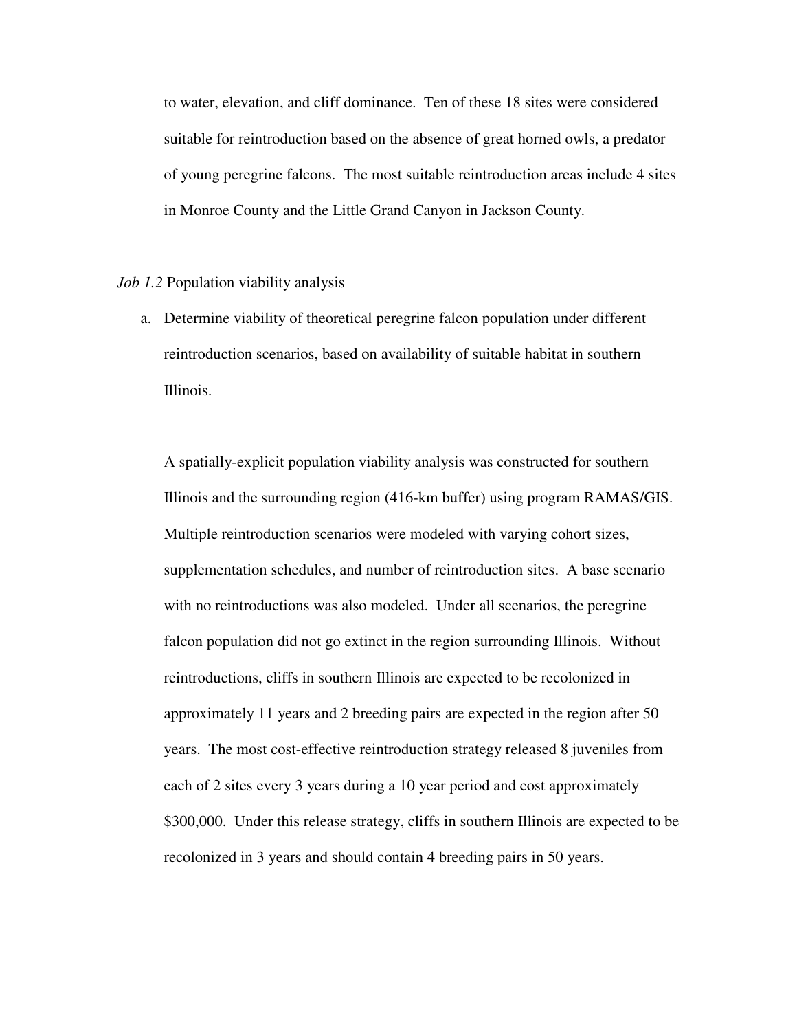to water, elevation, and cliff dominance. Ten of these 18 sites were considered suitable for reintroduction based on the absence of great horned owls, a predator of young peregrine falcons. The most suitable reintroduction areas include 4 sites in Monroe County and the Little Grand Canyon in Jackson County.

*Job 1.2* Population viability analysis

a. Determine viability of theoretical peregrine falcon population under different reintroduction scenarios, based on availability of suitable habitat in southern Illinois.

A spatially-explicit population viability analysis was constructed for southern Illinois and the surrounding region (416-km buffer) using program RAMAS/GIS. Multiple reintroduction scenarios were modeled with varying cohort sizes, supplementation schedules, and number of reintroduction sites. A base scenario with no reintroductions was also modeled. Under all scenarios, the peregrine falcon population did not go extinct in the region surrounding Illinois. Without reintroductions, cliffs in southern Illinois are expected to be recolonized in approximately 11 years and 2 breeding pairs are expected in the region after 50 years. The most cost-effective reintroduction strategy released 8 juveniles from each of 2 sites every 3 years during a 10 year period and cost approximately $300,000. Under this release strategy, cliffs in southern Illinois are expected to be recolonized in 3 years and should contain 4 breeding pairs in 50 years.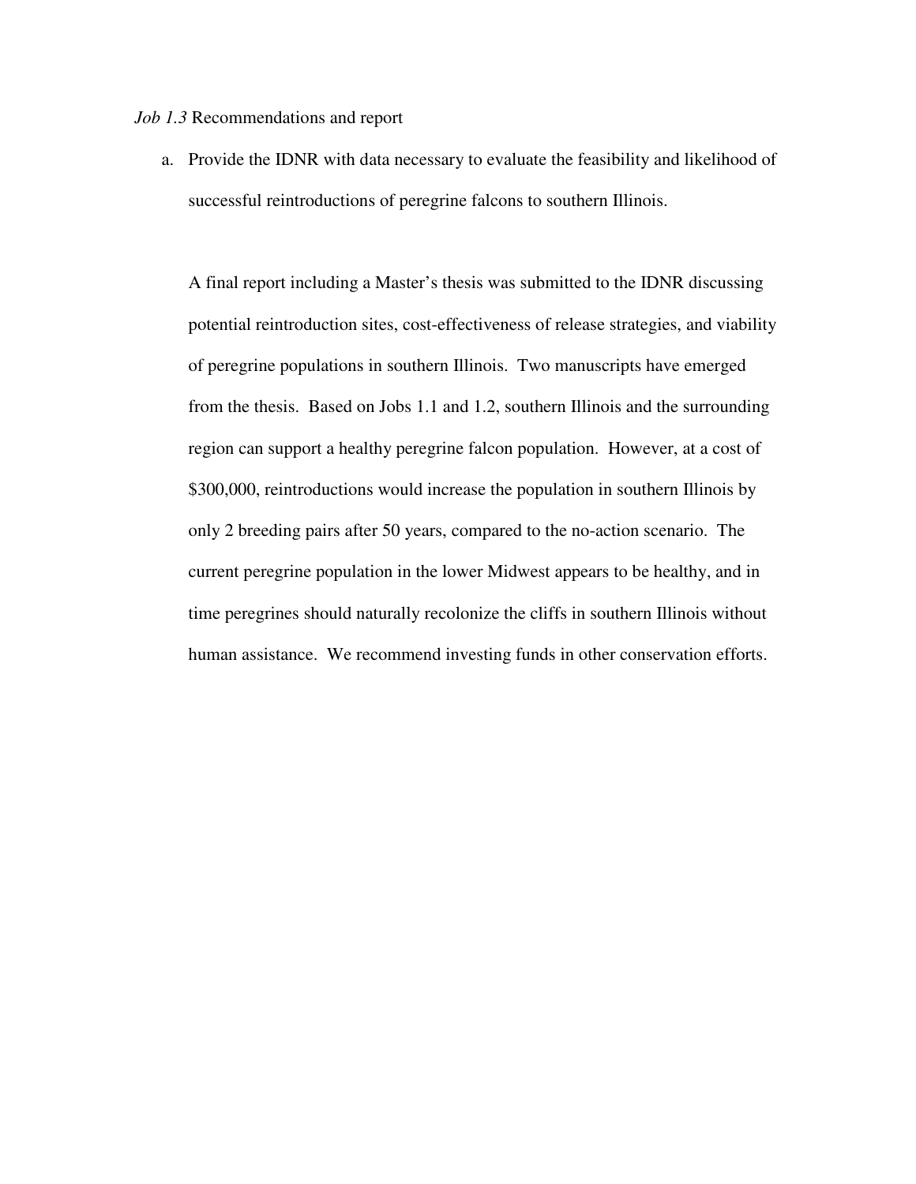*Job 1.3* Recommendations and report

a. Provide the IDNR with data necessary to evaluate the feasibility and likelihood of successful reintroductions of peregrine falcons to southern Illinois.

A final report including a Master's thesis was submitted to the IDNR discussing potential reintroduction sites, cost-effectiveness of release strategies, and viability of peregrine populations in southern Illinois. Two manuscripts have emerged from the thesis. Based on Jobs 1.1 and 1.2, southern Illinois and the surrounding region can support a healthy peregrine falcon population. However, at a cost of $300,000, reintroductions would increase the population in southern Illinois by only 2 breeding pairs after 50 years, compared to the no-action scenario. The current peregrine population in the lower Midwest appears to be healthy, and in time peregrines should naturally recolonize the cliffs in southern Illinois without human assistance. We recommend investing funds in other conservation efforts.